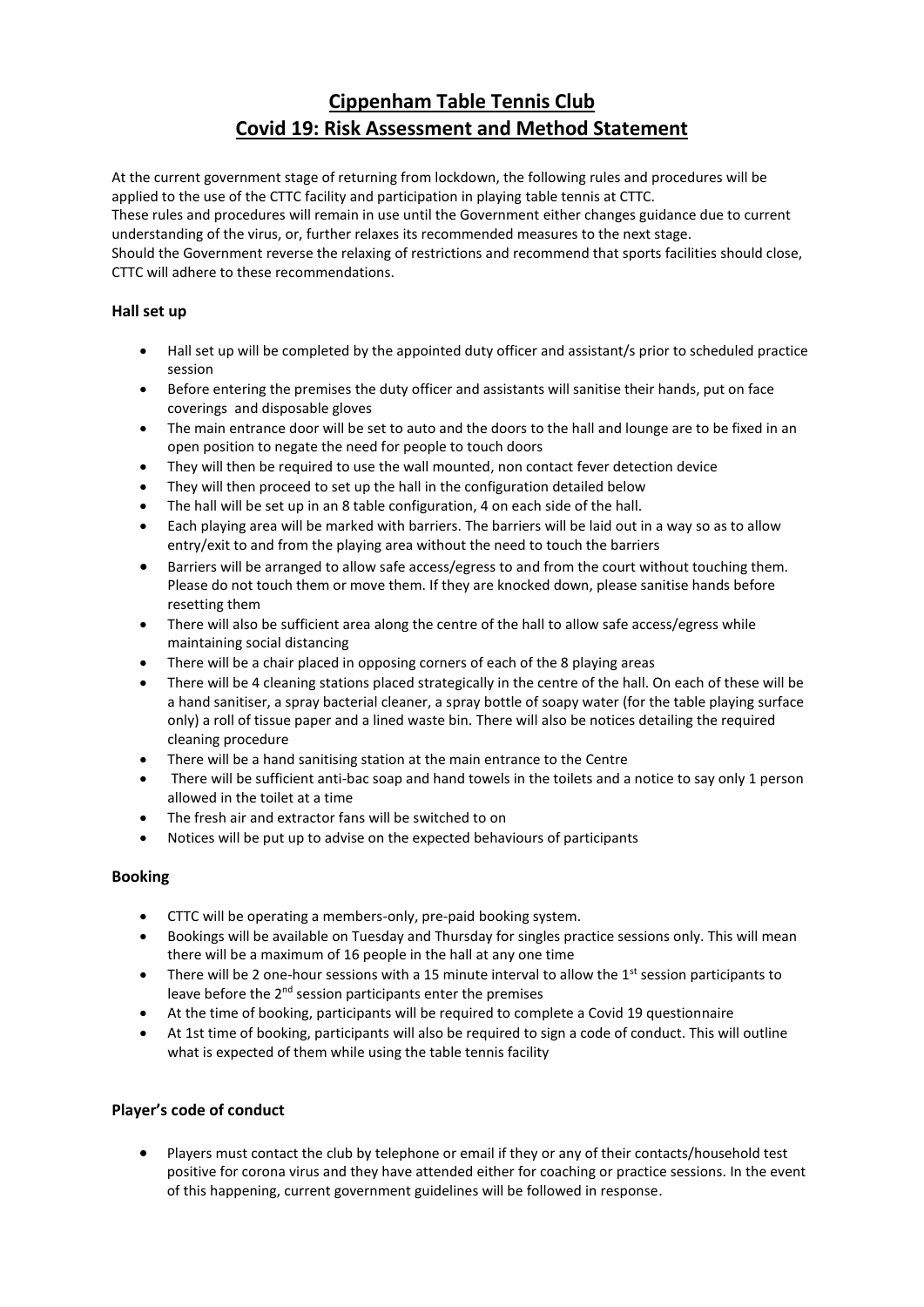# Cippenham Table Tennis Club
# Covid 19: Risk Assessment and Method Statement

At the current government stage of returning from lockdown, the following rules and procedures will be applied to the use of the CTTC facility and participation in playing table tennis at CTTC.
These rules and procedures will remain in use until the Government either changes guidance due to current understanding of the virus, or, further relaxes its recommended measures to the next stage.
Should the Government reverse the relaxing of restrictions and recommend that sports facilities should close, CTTC will adhere to these recommendations.

### Hall set up

- Hall set up will be completed by the appointed duty officer and assistant/s prior to scheduled practice session
- Before entering the premises the duty officer and assistants will sanitise their hands, put on face coverings and disposable gloves
- The main entrance door will be set to auto and the doors to the hall and lounge are to be fixed in an open position to negate the need for people to touch doors
- They will then be required to use the wall mounted, non contact fever detection device
- They will then proceed to set up the hall in the configuration detailed below
- The hall will be set up in an 8 table configuration, 4 on each side of the hall.
- Each playing area will be marked with barriers. The barriers will be laid out in a way so as to allow entry/exit to and from the playing area without the need to touch the barriers
- Barriers will be arranged to allow safe access/egress to and from the court without touching them. Please do not touch them or move them. If they are knocked down, please sanitise hands before resetting them
- There will also be sufficient area along the centre of the hall to allow safe access/egress while maintaining social distancing
- There will be a chair placed in opposing corners of each of the 8 playing areas
- There will be 4 cleaning stations placed strategically in the centre of the hall. On each of these will be a hand sanitiser, a spray bacterial cleaner, a spray bottle of soapy water (for the table playing surface only) a roll of tissue paper and a lined waste bin. There will also be notices detailing the required cleaning procedure
- There will be a hand sanitising station at the main entrance to the Centre
- There will be sufficient anti-bac soap and hand towels in the toilets and a notice to say only 1 person allowed in the toilet at a time
- The fresh air and extractor fans will be switched to on
- Notices will be put up to advise on the expected behaviours of participants

### Booking

- CTTC will be operating a members-only, pre-paid booking system.
- Bookings will be available on Tuesday and Thursday for singles practice sessions only. This will mean there will be a maximum of 16 people in the hall at any one time
- There will be 2 one-hour sessions with a 15 minute interval to allow the 1st session participants to leave before the 2nd session participants enter the premises
- At the time of booking, participants will be required to complete a Covid 19 questionnaire
- At 1st time of booking, participants will also be required to sign a code of conduct. This will outline what is expected of them while using the table tennis facility

### Player's code of conduct

- Players must contact the club by telephone or email if they or any of their contacts/household test positive for corona virus and they have attended either for coaching or practice sessions. In the event of this happening, current government guidelines will be followed in response.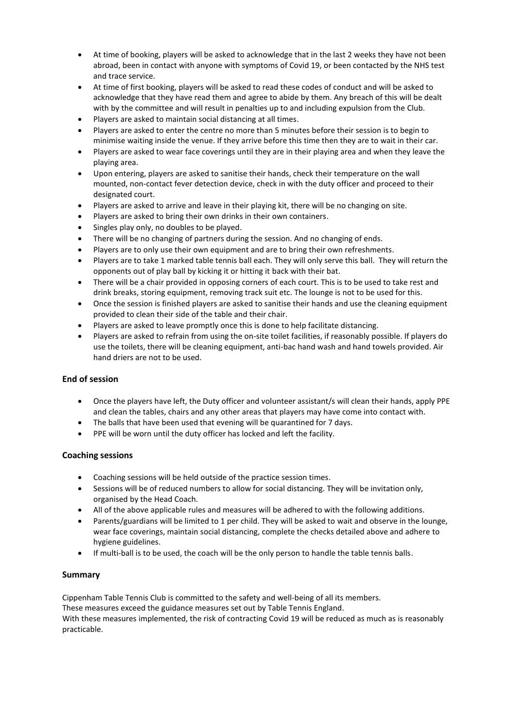- At time of booking, players will be asked to acknowledge that in the last 2 weeks they have not been abroad, been in contact with anyone with symptoms of Covid 19, or been contacted by the NHS test and trace service.
- At time of first booking, players will be asked to read these codes of conduct and will be asked to acknowledge that they have read them and agree to abide by them. Any breach of this will be dealt with by the committee and will result in penalties up to and including expulsion from the Club.
- Players are asked to maintain social distancing at all times.
- Players are asked to enter the centre no more than 5 minutes before their session is to begin to minimise waiting inside the venue. If they arrive before this time then they are to wait in their car.
- Players are asked to wear face coverings until they are in their playing area and when they leave the playing area.
- Upon entering, players are asked to sanitise their hands, check their temperature on the wall mounted, non-contact fever detection device, check in with the duty officer and proceed to their designated court.
- Players are asked to arrive and leave in their playing kit, there will be no changing on site.
- Players are asked to bring their own drinks in their own containers.
- Singles play only, no doubles to be played.
- There will be no changing of partners during the session. And no changing of ends.
- Players are to only use their own equipment and are to bring their own refreshments.
- Players are to take 1 marked table tennis ball each. They will only serve this ball. They will return the opponents out of play ball by kicking it or hitting it back with their bat.
- There will be a chair provided in opposing corners of each court. This is to be used to take rest and drink breaks, storing equipment, removing track suit etc. The lounge is not to be used for this.
- Once the session is finished players are asked to sanitise their hands and use the cleaning equipment provided to clean their side of the table and their chair.
- Players are asked to leave promptly once this is done to help facilitate distancing.
- Players are asked to refrain from using the on-site toilet facilities, if reasonably possible. If players do use the toilets, there will be cleaning equipment, anti-bac hand wash and hand towels provided. Air hand driers are not to be used.

### End of session

- Once the players have left, the Duty officer and volunteer assistant/s will clean their hands, apply PPE and clean the tables, chairs and any other areas that players may have come into contact with.
- The balls that have been used that evening will be quarantined for 7 days.
- PPE will be worn until the duty officer has locked and left the facility.

### Coaching sessions

- Coaching sessions will be held outside of the practice session times.
- Sessions will be of reduced numbers to allow for social distancing. They will be invitation only, organised by the Head Coach.
- All of the above applicable rules and measures will be adhered to with the following additions.
- Parents/guardians will be limited to 1 per child. They will be asked to wait and observe in the lounge, wear face coverings, maintain social distancing, complete the checks detailed above and adhere to hygiene guidelines.
- If multi-ball is to be used, the coach will be the only person to handle the table tennis balls.

### Summary

Cippenham Table Tennis Club is committed to the safety and well-being of all its members.
These measures exceed the guidance measures set out by Table Tennis England.
With these measures implemented, the risk of contracting Covid 19 will be reduced as much as is reasonably practicable.